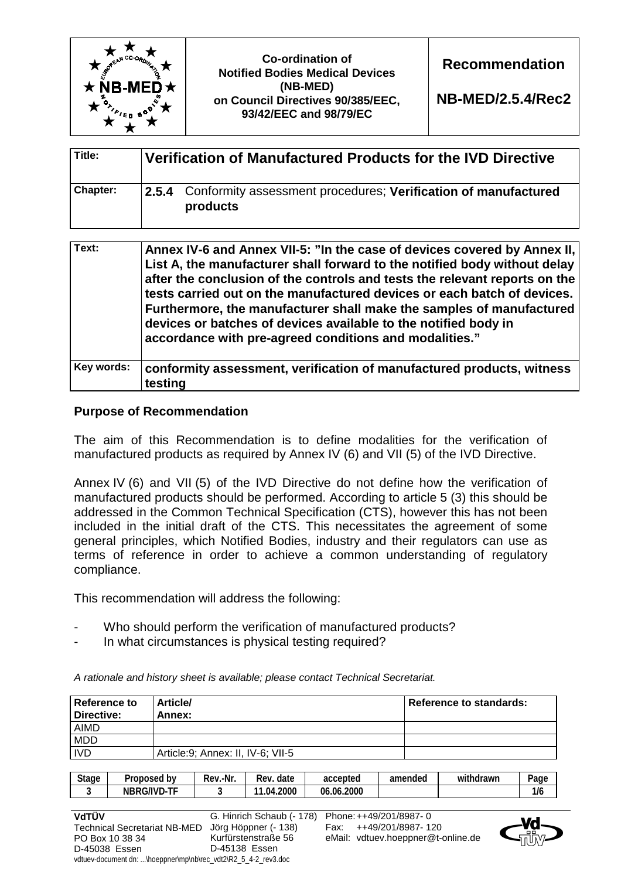| | Co-ordination of Notified Bodies Medical Devices (NB-MED) on Council Directives 90/385/EEC, 93/42/EEC and 98/79/EC | **Recommendation** **NB-MED/2.5.4/Rec2** |
|---|---|---|

| | |
|---|---|
| **Title:** | **Verification of Manufactured Products for the IVD Directive** |
| **Chapter:** | **2.5.4** Conformity assessment procedures; **Verification of manufactured products** |

| | |
|---|---|
| **Text:** | **Annex IV-6 and Annex VII-5: "In the case of devices covered by Annex II, List A, the manufacturer shall forward to the notified body without delay after the conclusion of the controls and tests the relevant reports on the tests carried out on the manufactured devices or each batch of devices. Furthermore, the manufacturer shall make the samples of manufactured devices or batches of devices available to the notified body in accordance with pre-agreed conditions and modalities."** |
| **Key words:** | **conformity assessment, verification of manufactured products, witness testing** |

## Purpose of Recommendation

The aim of this Recommendation is to define modalities for the verification of manufactured products as required by Annex IV (6) and VII (5) of the IVD Directive.

Annex IV (6) and VII (5) of the IVD Directive do not define how the verification of manufactured products should be performed. According to article 5 (3) this should be addressed in the Common Technical Specification (CTS), however this has not been included in the initial draft of the CTS. This necessitates the agreement of some general principles, which Notified Bodies, industry and their regulators can use as terms of reference in order to achieve a common understanding of regulatory compliance.

This recommendation will address the following:

- Who should perform the verification of manufactured products?
- In what circumstances is physical testing required?

*A rationale and history sheet is available; please contact Technical Secretariat.*

| Reference to Directive: | Article/ Annex: | Reference to standards: |
|---|---|---|
| AIMD | | |
| MDD | | |
| IVD | Article:9; Annex: II, IV-6; VII-5 | |

| Stage | Proposed by | Rev.-Nr. | Rev. date | accepted | amended | withdrawn | Page |
|---|---|---|---|---|---|---|---|
| 3 | NBRG/IVD-TF | 3 | 11.04.2000 | 06.06.2000 | | | 1/6 |

**VdTÜV**
Technical Secretariat NB-MED
PO Box 10 38 34
D-45038 Essen

G. Hinrich Schaub (- 178)
Jörg Höppner (- 138)
Kurfürstenstraße 56
D-45138 Essen

Phone: ++49/201/8987- 0
Fax: ++49/201/8987- 120
eMail: vdtuev.hoeppner@t-online.de

vdtuev-document dn: ...\hoeppner\mp\nb\rec_vdt2\R2_5_4-2_rev3.doc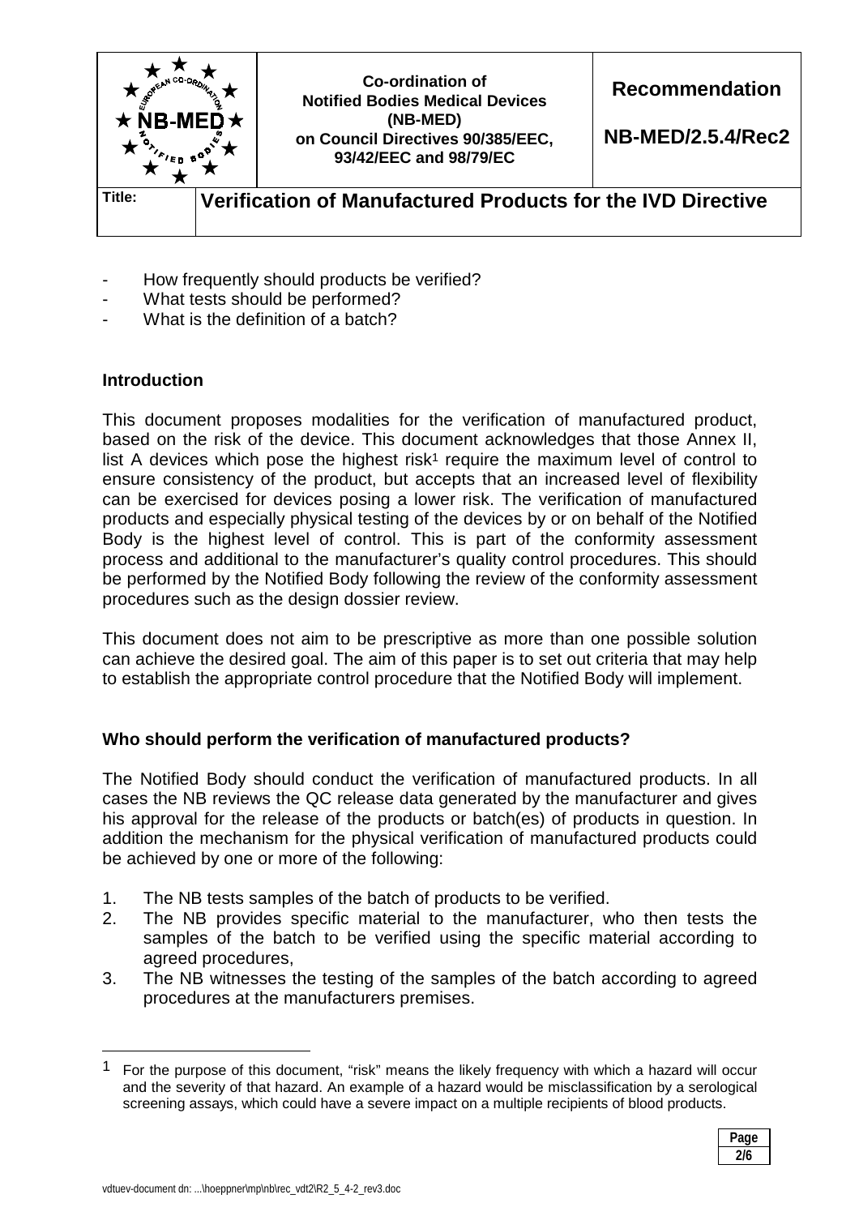- How frequently should products be verified?
- What tests should be performed?
- What is the definition of a batch?

**Introduction**

This document proposes modalities for the verification of manufactured product, based on the risk of the device. This document acknowledges that those Annex II, list A devices which pose the highest risk[1] require the maximum level of control to ensure consistency of the product, but accepts that an increased level of flexibility can be exercised for devices posing a lower risk. The verification of manufactured products and especially physical testing of the devices by or on behalf of the Notified Body is the highest level of control. This is part of the conformity assessment process and additional to the manufacturer's quality control procedures. This should be performed by the Notified Body following the review of the conformity assessment procedures such as the design dossier review.

This document does not aim to be prescriptive as more than one possible solution can achieve the desired goal. The aim of this paper is to set out criteria that may help to establish the appropriate control procedure that the Notified Body will implement.

**Who should perform the verification of manufactured products?**

The Notified Body should conduct the verification of manufactured products. In all cases the NB reviews the QC release data generated by the manufacturer and gives his approval for the release of the products or batch(es) of products in question. In addition the mechanism for the physical verification of manufactured products could be achieved by one or more of the following:

1. The NB tests samples of the batch of products to be verified.
2. The NB provides specific material to the manufacturer, who then tests the samples of the batch to be verified using the specific material according to agreed procedures,
3. The NB witnesses the testing of the samples of the batch according to agreed procedures at the manufacturers premises.

---

[1] For the purpose of this document, "risk" means the likely frequency with which a hazard will occur and the severity of that hazard. An example of a hazard would be misclassification by a serological screening assays, which could have a severe impact on a multiple recipients of blood products.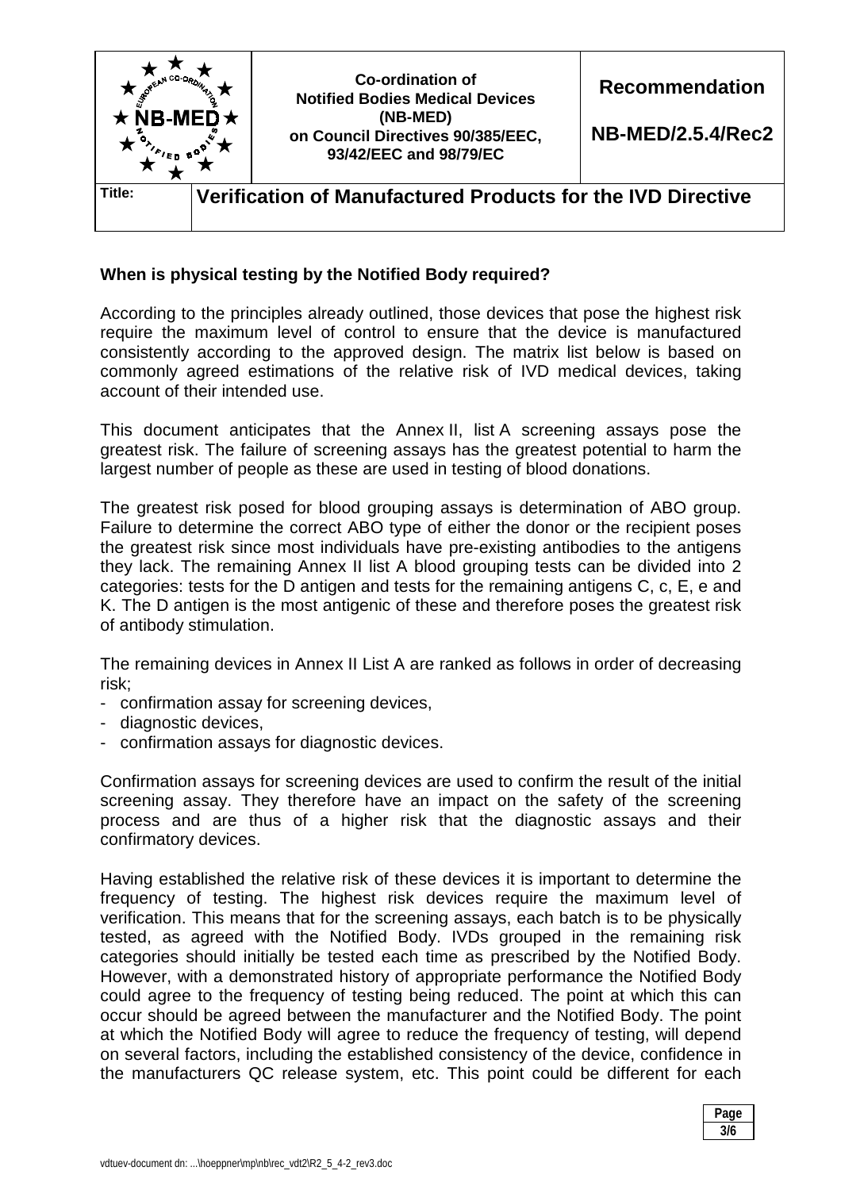**When is physical testing by the Notified Body required?**

According to the principles already outlined, those devices that pose the highest risk require the maximum level of control to ensure that the device is manufactured consistently according to the approved design. The matrix list below is based on commonly agreed estimations of the relative risk of IVD medical devices, taking account of their intended use.

This document anticipates that the Annex II, list A screening assays pose the greatest risk. The failure of screening assays has the greatest potential to harm the largest number of people as these are used in testing of blood donations.

The greatest risk posed for blood grouping assays is determination of ABO group. Failure to determine the correct ABO type of either the donor or the recipient poses the greatest risk since most individuals have pre-existing antibodies to the antigens they lack. The remaining Annex II list A blood grouping tests can be divided into 2 categories: tests for the D antigen and tests for the remaining antigens C, c, E, e and K. The D antigen is the most antigenic of these and therefore poses the greatest risk of antibody stimulation.

The remaining devices in Annex II List A are ranked as follows in order of decreasing risk;

- confirmation assay for screening devices,
- diagnostic devices,
- confirmation assays for diagnostic devices.

Confirmation assays for screening devices are used to confirm the result of the initial screening assay. They therefore have an impact on the safety of the screening process and are thus of a higher risk that the diagnostic assays and their confirmatory devices.

Having established the relative risk of these devices it is important to determine the frequency of testing. The highest risk devices require the maximum level of verification. This means that for the screening assays, each batch is to be physically tested, as agreed with the Notified Body. IVDs grouped in the remaining risk categories should initially be tested each time as prescribed by the Notified Body. However, with a demonstrated history of appropriate performance the Notified Body could agree to the frequency of testing being reduced. The point at which this can occur should be agreed between the manufacturer and the Notified Body. The point at which the Notified Body will agree to reduce the frequency of testing, will depend on several factors, including the established consistency of the device, confidence in the manufacturers QC release system, etc. This point could be different for each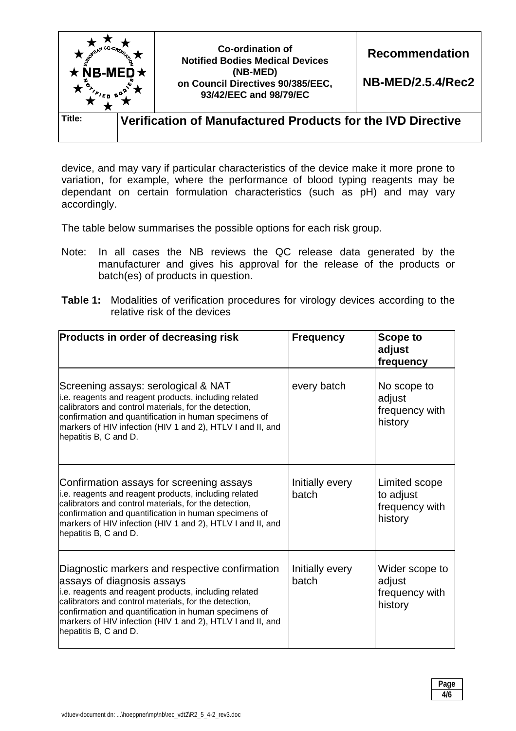device, and may vary if particular characteristics of the device make it more prone to variation, for example, where the performance of blood typing reagents may be dependant on certain formulation characteristics (such as pH) and may vary accordingly.

The table below summarises the possible options for each risk group.

Note: In all cases the NB reviews the QC release data generated by the manufacturer and gives his approval for the release of the products or batch(es) of products in question.

**Table 1:** Modalities of verification procedures for virology devices according to the relative risk of the devices

| **Products in order of decreasing risk** | **Frequency** | **Scope to adjust frequency** |
|---|---|---|
| Screening assays: serological & NAT<br>i.e. reagents and reagent products, including related calibrators and control materials, for the detection, confirmation and quantification in human specimens of markers of HIV infection (HIV 1 and 2), HTLV I and II, and hepatitis B, C and D. | every batch | No scope to adjust frequency with history |
| Confirmation assays for screening assays<br>i.e. reagents and reagent products, including related calibrators and control materials, for the detection, confirmation and quantification in human specimens of markers of HIV infection (HIV 1 and 2), HTLV I and II, and hepatitis B, C and D. | Initially every batch | Limited scope to adjust frequency with history |
| Diagnostic markers and respective confirmation assays of diagnosis assays<br>i.e. reagents and reagent products, including related calibrators and control materials, for the detection, confirmation and quantification in human specimens of markers of HIV infection (HIV 1 and 2), HTLV I and II, and hepatitis B, C and D. | Initially every batch | Wider scope to adjust frequency with history |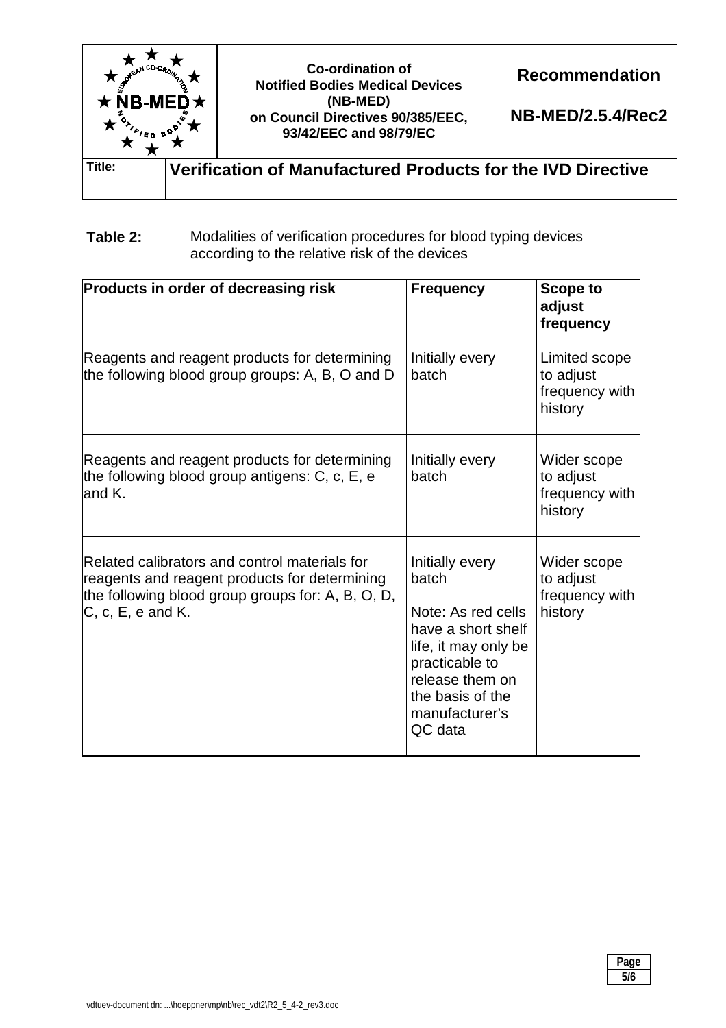**Table 2:** Modalities of verification procedures for blood typing devices according to the relative risk of the devices

| Products in order of decreasing risk | Frequency | Scope to adjust frequency |
|---|---|---|
| Reagents and reagent products for determining the following blood group groups: A, B, O and D | Initially every batch | Limited scope to adjust frequency with history |
| Reagents and reagent products for determining the following blood group antigens: C, c, E, e and K. | Initially every batch | Wider scope to adjust frequency with history |
| Related calibrators and control materials for reagents and reagent products for determining the following blood group groups for: A, B, O, D, C, c, E, e and K. | Initially every batch<br><br>Note: As red cells have a short shelf life, it may only be practicable to release them on the basis of the manufacturer's QC data | Wider scope to adjust frequency with history |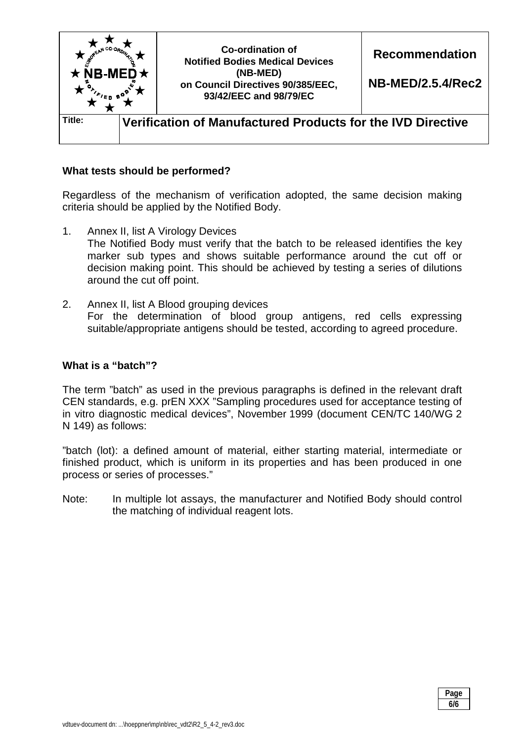### What tests should be performed?

Regardless of the mechanism of verification adopted, the same decision making criteria should be applied by the Notified Body.

1. Annex II, list A Virology Devices
   The Notified Body must verify that the batch to be released identifies the key marker sub types and shows suitable performance around the cut off or decision making point. This should be achieved by testing a series of dilutions around the cut off point.

2. Annex II, list A Blood grouping devices
   For the determination of blood group antigens, red cells expressing suitable/appropriate antigens should be tested, according to agreed procedure.

### What is a "batch"?

The term "batch" as used in the previous paragraphs is defined in the relevant draft CEN standards, e.g. prEN XXX "Sampling procedures used for acceptance testing of in vitro diagnostic medical devices", November 1999 (document CEN/TC 140/WG 2 N 149) as follows:

"batch (lot): a defined amount of material, either starting material, intermediate or finished product, which is uniform in its properties and has been produced in one process or series of processes."

Note: In multiple lot assays, the manufacturer and Notified Body should control the matching of individual reagent lots.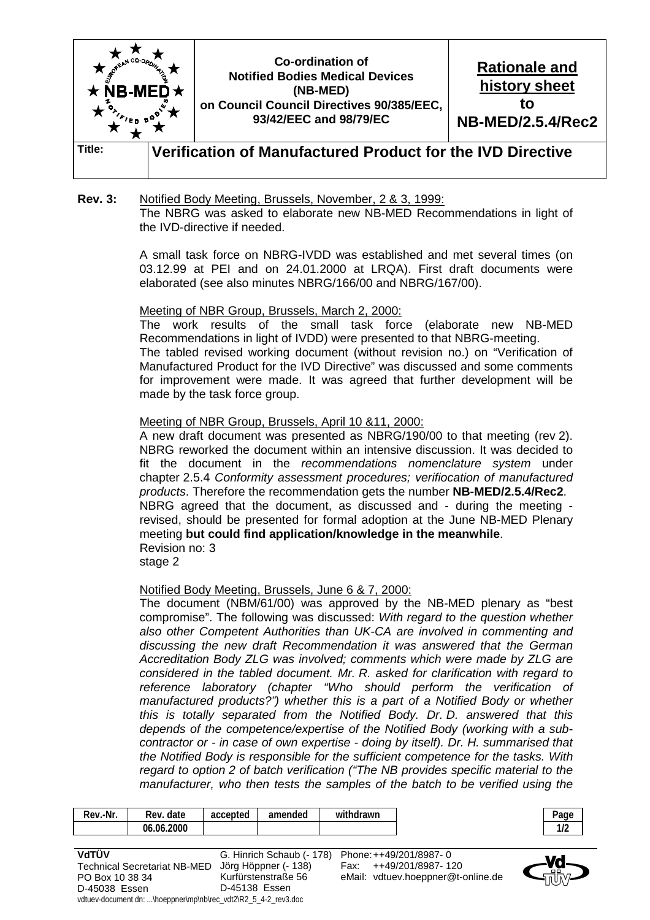| | Co-ordination of Notified Bodies Medical Devices (NB-MED) on Council Council Directives 90/385/EEC, 93/42/EEC and 98/79/EC | Rationale and history sheet to NB-MED/2.5.4/Rec2 |
|---|---|---|
| **Title:** | **Verification of Manufactured Product for the IVD Directive** | |

**Rev. 3:** Notified Body Meeting, Brussels, November, 2 & 3, 1999:
The NBRG was asked to elaborate new NB-MED Recommendations in light of the IVD-directive if needed.

A small task force on NBRG-IVDD was established and met several times (on 03.12.99 at PEI and on 24.01.2000 at LRQA). First draft documents were elaborated (see also minutes NBRG/166/00 and NBRG/167/00).

Meeting of NBR Group, Brussels, March 2, 2000:
The work results of the small task force (elaborate new NB-MED Recommendations in light of IVDD) were presented to that NBRG-meeting.
The tabled revised working document (without revision no.) on "Verification of Manufactured Product for the IVD Directive" was discussed and some comments for improvement were made. It was agreed that further development will be made by the task force group.

Meeting of NBR Group, Brussels, April 10 &11, 2000:
A new draft document was presented as NBRG/190/00 to that meeting (rev 2). NBRG reworked the document within an intensive discussion. It was decided to fit the document in the *recommendations nomenclature system* under chapter 2.5.4 *Conformity assessment procedures; verifiocation of manufactured products*. Therefore the recommendation gets the number **NB-MED/2.5.4/Rec2**.
NBRG agreed that the document, as discussed and - during the meeting - revised, should be presented for formal adoption at the June NB-MED Plenary meeting **but could find application/knowledge in the meanwhile**.
Revision no: 3
stage 2

Notified Body Meeting, Brussels, June 6 & 7, 2000:
The document (NBM/61/00) was approved by the NB-MED plenary as "best compromise". The following was discussed: *With regard to the question whether also other Competent Authorities than UK-CA are involved in commenting and discussing the new draft Recommendation it was answered that the German Accreditation Body ZLG was involved; comments which were made by ZLG are considered in the tabled document. Mr. R. asked for clarification with regard to reference laboratory (chapter "Who should perform the verification of manufactured products?") whether this is a part of a Notified Body or whether this is totally separated from the Notified Body. Dr. D. answered that this depends of the competence/expertise of the Notified Body (working with a sub-contractor or - in case of own expertise - doing by itself). Dr. H. summarised that the Notified Body is responsible for the sufficient competence for the tasks. With regard to option 2 of batch verification ("The NB provides specific material to the manufacturer, who then tests the samples of the batch to be verified using the*

| Rev.-Nr. | Rev. date | accepted | amended | withdrawn |
|---|---|---|---|---|
| | 06.06.2000 | | | |

VdTÜV
Technical Secretariat NB-MED
PO Box 10 38 34
D-45038 Essen
G. Hinrich Schaub (- 178)
Jörg Höppner (- 138)
Kurfürstenstraße 56
D-45138 Essen
Phone: ++49/201/8987- 0
Fax: ++49/201/8987- 120
eMail: vdtuev.hoeppner@t-online.de

vdtuev-document dn: ...\hoeppner\mp\nb\rec_vdt2\R2_5_4-2_rev3.doc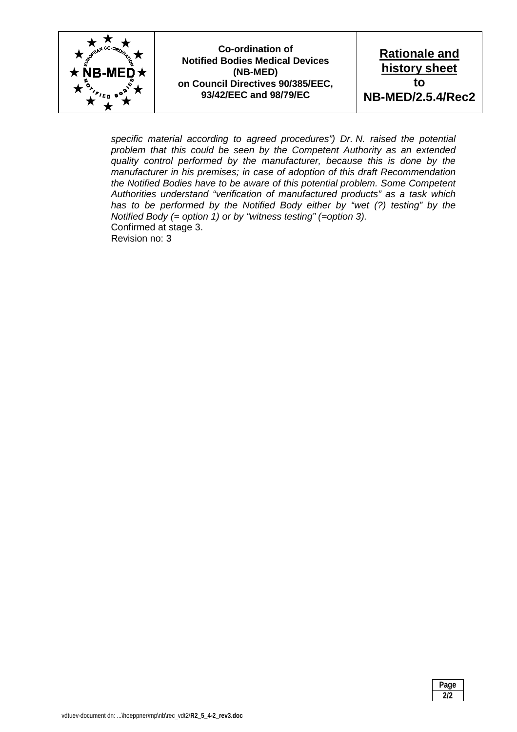*specific material according to agreed procedures") Dr. N. raised the potential problem that this could be seen by the Competent Authority as an extended quality control performed by the manufacturer, because this is done by the manufacturer in his premises; in case of adoption of this draft Recommendation the Notified Bodies have to be aware of this potential problem. Some Competent Authorities understand "verification of manufactured products" as a task which has to be performed by the Notified Body either by "wet (?) testing" by the Notified Body (= option 1) or by "witness testing" (=option 3).*

Confirmed at stage 3.

Revision no: 3